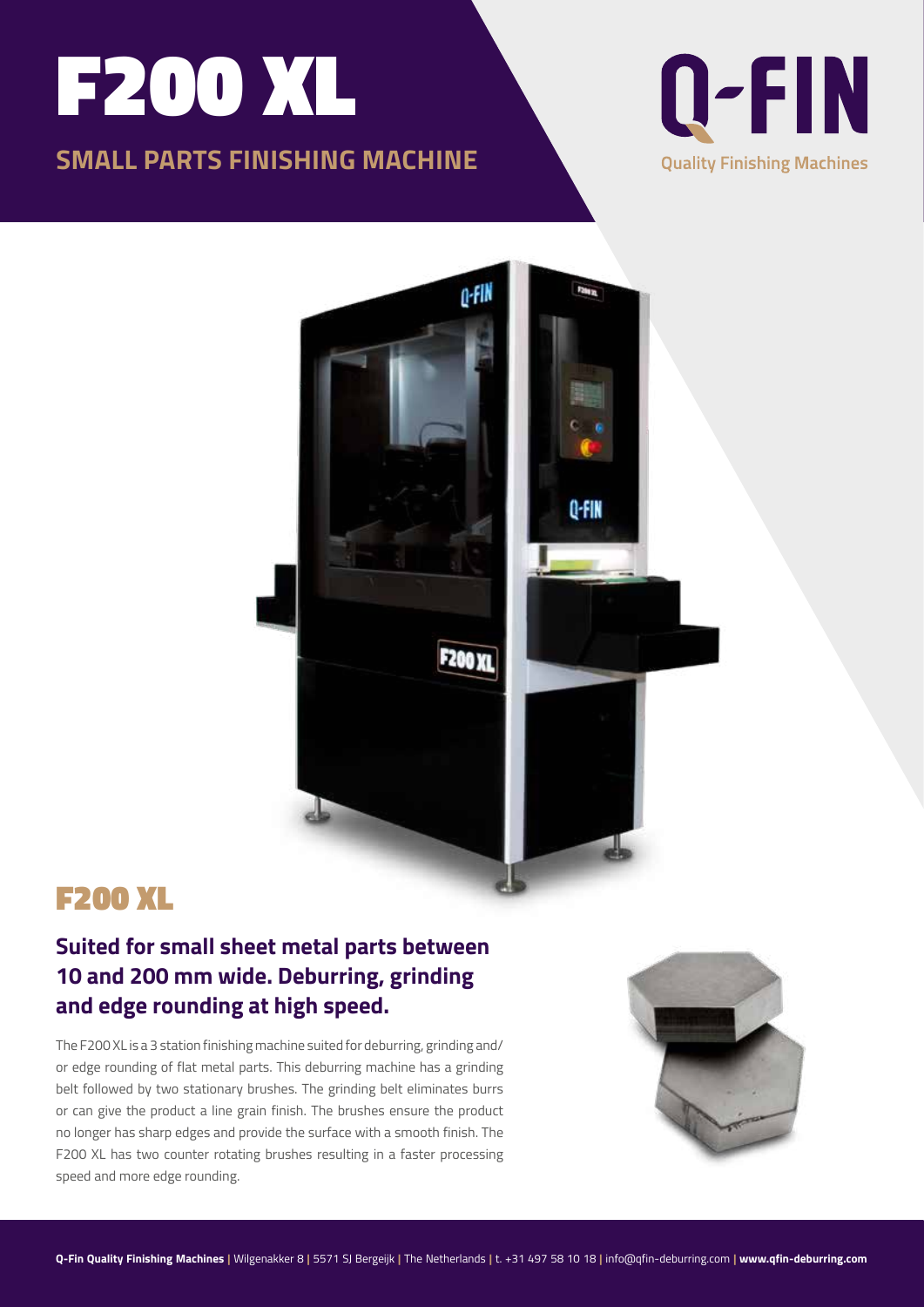# F200 XL

## SMALL PARTS FINISHING MACHINE

Q-FIN
Quality Finishing Machines

## F200 XL

### Suited for small sheet metal parts between 10 and 200 mm wide. Deburring, grinding and edge rounding at high speed.

The F200 XL is a 3 station finishing machine suited for deburring, grinding and/or edge rounding of flat metal parts. This deburring machine has a grinding belt followed by two stationary brushes. The grinding belt eliminates burrs or can give the product a line grain finish. The brushes ensure the product no longer has sharp edges and provide the surface with a smooth finish. The F200 XL has two counter rotating brushes resulting in a faster processing speed and more edge rounding.

**Q-Fin Quality Finishing Machines** | Wilgenakker 8 | 5571 SJ Bergeijk | The Netherlands | t. +31 497 58 10 18 | info@qfin-deburring.com | **www.qfin-deburring.com**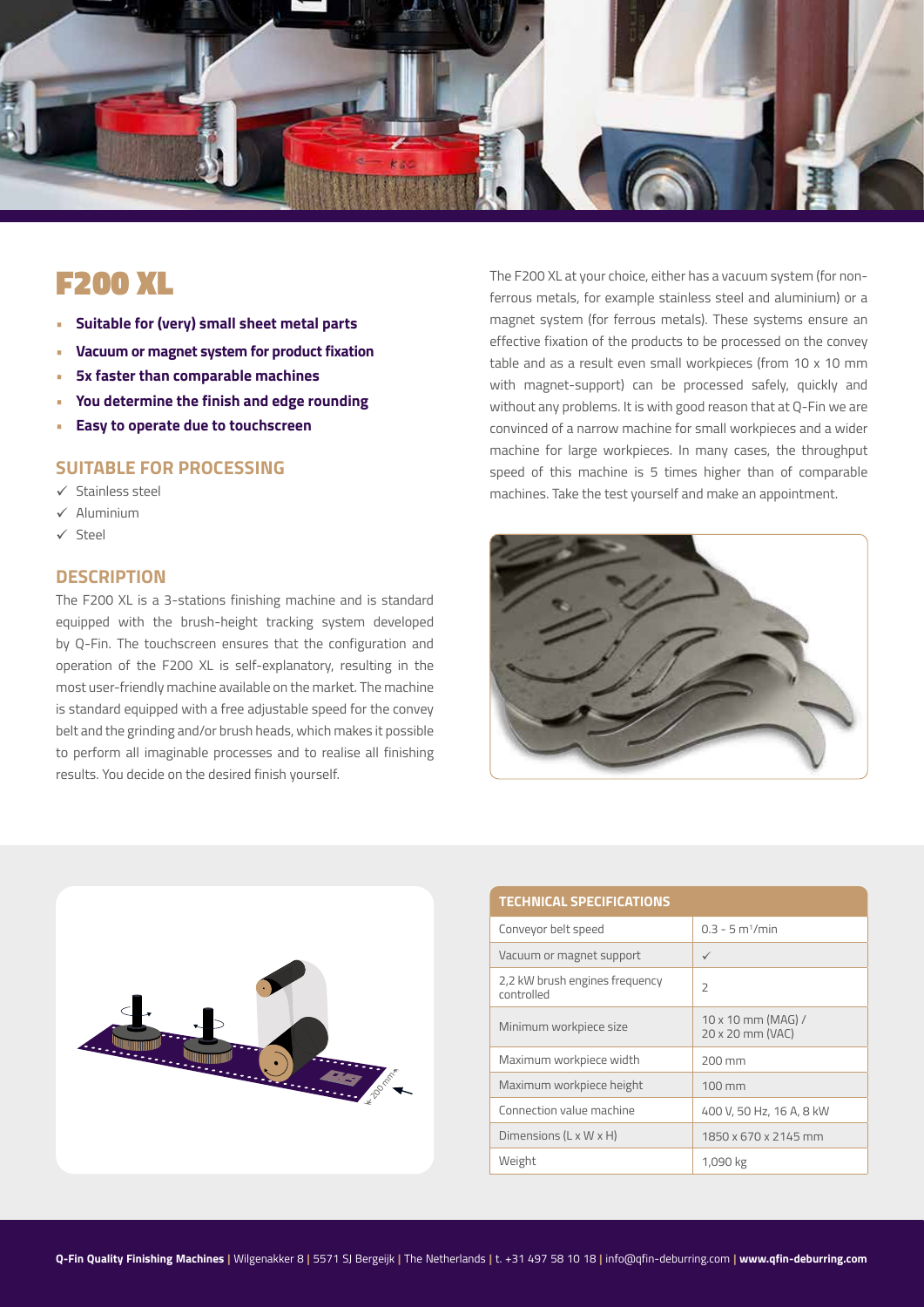# F200 XL

- **Suitable for (very) small sheet metal parts**
- **Vacuum or magnet system for product fixation**
- **5x faster than comparable machines**
- **You determine the finish and edge rounding**
- **Easy to operate due to touchscreen**

## SUITABLE FOR PROCESSING

- ✓ Stainless steel
- ✓ Aluminium
- ✓ Steel

## DESCRIPTION

The F200 XL is a 3-stations finishing machine and is standard equipped with the brush-height tracking system developed by Q-Fin. The touchscreen ensures that the configuration and operation of the F200 XL is self-explanatory, resulting in the most user-friendly machine available on the market. The machine is standard equipped with a free adjustable speed for the convey belt and the grinding and/or brush heads, which makes it possible to perform all imaginable processes and to realise all finishing results. You decide on the desired finish yourself.

The F200 XL at your choice, either has a vacuum system (for non-ferrous metals, for example stainless steel and aluminium) or a magnet system (for ferrous metals). These systems ensure an effective fixation of the products to be processed on the convey table and as a result even small workpieces (from 10 x 10 mm with magnet-support) can be processed safely, quickly and without any problems. It is with good reason that at Q-Fin we are convinced of a narrow machine for small workpieces and a wider machine for large workpieces. In many cases, the throughput speed of this machine is 5 times higher than of comparable machines. Take the test yourself and make an appointment.

200 mm

## TECHNICAL SPECIFICATIONS

| | |
|---|---|
| Conveyor belt speed | 0.3 - 5 m¹/min |
| Vacuum or magnet support | ✓ |
| 2,2 kW brush engines frequency controlled | 2 |
| Minimum workpiece size | 10 x 10 mm (MAG) / 20 x 20 mm (VAC) |
| Maximum workpiece width | 200 mm |
| Maximum workpiece height | 100 mm |
| Connection value machine | 400 V, 50 Hz, 16 A, 8 kW |
| Dimensions (L x W x H) | 1850 x 670 x 2145 mm |
| Weight | 1,090 kg |

**Q-Fin Quality Finishing Machines** | Wilgenakker 8 | 5571 SJ Bergeijk | The Netherlands | t. +31 497 58 10 18 | info@qfin-deburring.com | **www.qfin-deburring.com**